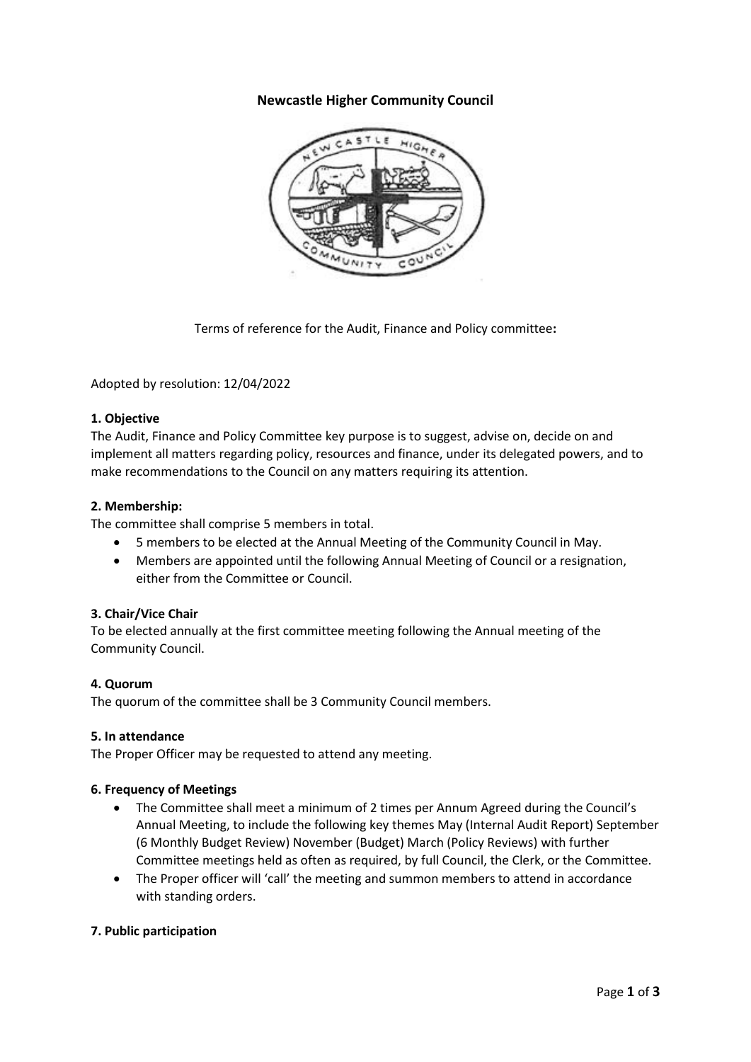# Newcastle Higher Community Council

Terms of reference for the Audit, Finance and Policy committee**:**

Adopted by resolution: 12/04/2022

### 1. Objective

The Audit, Finance and Policy Committee key purpose is to suggest, advise on, decide on and implement all matters regarding policy, resources and finance, under its delegated powers, and to make recommendations to the Council on any matters requiring its attention.

### 2. Membership:

The committee shall comprise 5 members in total.

- 5 members to be elected at the Annual Meeting of the Community Council in May.
- Members are appointed until the following Annual Meeting of Council or a resignation, either from the Committee or Council.

### 3. Chair/Vice Chair

To be elected annually at the first committee meeting following the Annual meeting of the Community Council.

### 4. Quorum

The quorum of the committee shall be 3 Community Council members.

### 5. In attendance

The Proper Officer may be requested to attend any meeting.

### 6. Frequency of Meetings

- The Committee shall meet a minimum of 2 times per Annum Agreed during the Council's Annual Meeting, to include the following key themes May (Internal Audit Report) September (6 Monthly Budget Review) November (Budget) March (Policy Reviews) with further Committee meetings held as often as required, by full Council, the Clerk, or the Committee.
- The Proper officer will 'call' the meeting and summon members to attend in accordance with standing orders.

### 7. Public participation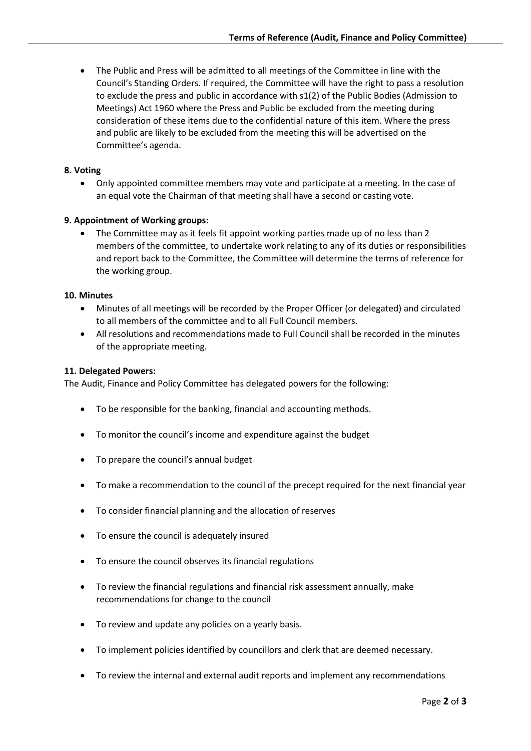- The Public and Press will be admitted to all meetings of the Committee in line with the Council's Standing Orders. If required, the Committee will have the right to pass a resolution to exclude the press and public in accordance with s1(2) of the Public Bodies (Admission to Meetings) Act 1960 where the Press and Public be excluded from the meeting during consideration of these items due to the confidential nature of this item. Where the press and public are likely to be excluded from the meeting this will be advertised on the Committee's agenda.

**8. Voting**

- Only appointed committee members may vote and participate at a meeting. In the case of an equal vote the Chairman of that meeting shall have a second or casting vote.

**9. Appointment of Working groups:**

- The Committee may as it feels fit appoint working parties made up of no less than 2 members of the committee, to undertake work relating to any of its duties or responsibilities and report back to the Committee, the Committee will determine the terms of reference for the working group.

**10. Minutes**

- Minutes of all meetings will be recorded by the Proper Officer (or delegated) and circulated to all members of the committee and to all Full Council members.
- All resolutions and recommendations made to Full Council shall be recorded in the minutes of the appropriate meeting.

**11. Delegated Powers:**

The Audit, Finance and Policy Committee has delegated powers for the following:

- To be responsible for the banking, financial and accounting methods.
- To monitor the council's income and expenditure against the budget
- To prepare the council's annual budget
- To make a recommendation to the council of the precept required for the next financial year
- To consider financial planning and the allocation of reserves
- To ensure the council is adequately insured
- To ensure the council observes its financial regulations
- To review the financial regulations and financial risk assessment annually, make recommendations for change to the council
- To review and update any policies on a yearly basis.
- To implement policies identified by councillors and clerk that are deemed necessary.
- To review the internal and external audit reports and implement any recommendations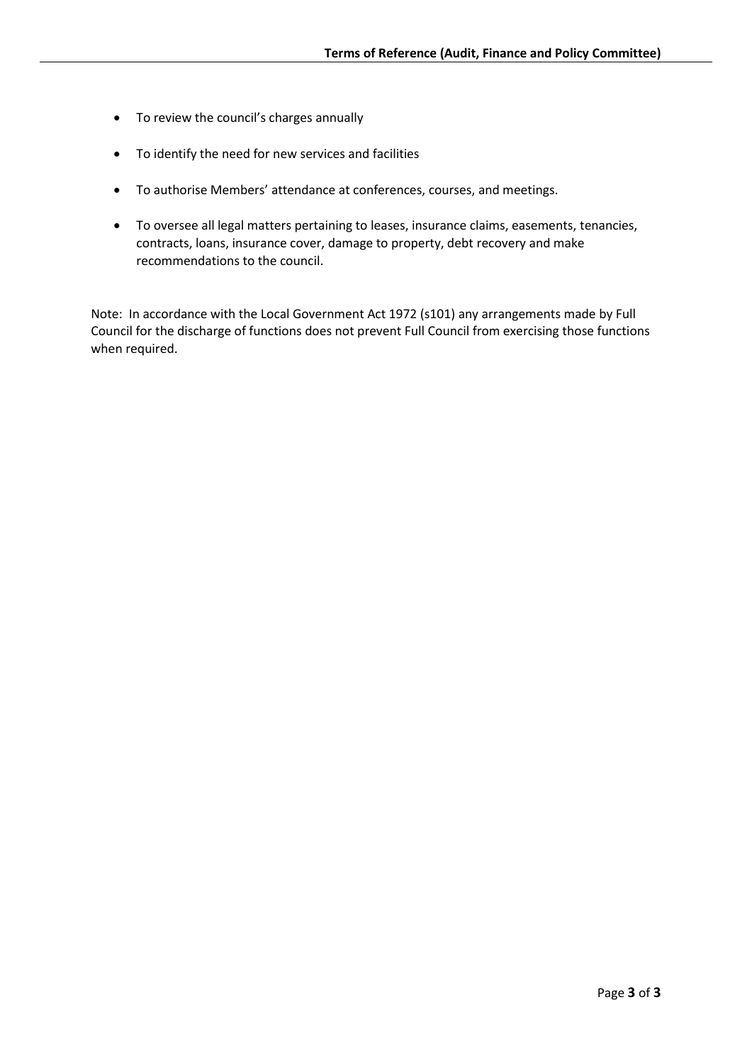- To review the council's charges annually
- To identify the need for new services and facilities
- To authorise Members' attendance at conferences, courses, and meetings.
- To oversee all legal matters pertaining to leases, insurance claims, easements, tenancies, contracts, loans, insurance cover, damage to property, debt recovery and make recommendations to the council.

Note: In accordance with the Local Government Act 1972 (s101) any arrangements made by Full Council for the discharge of functions does not prevent Full Council from exercising those functions when required.